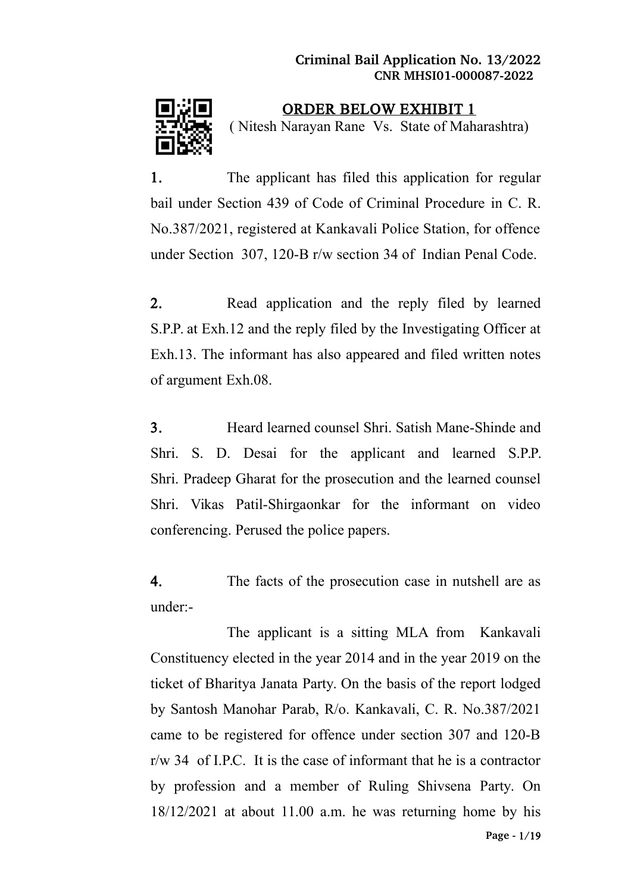**Criminal Bail Application No. 13/2022**
**CNR MHSI01-000087-2022**

## ORDER BELOW EXHIBIT 1

( Nitesh Narayan Rane Vs. State of Maharashtra)

**1.** The applicant has filed this application for regular bail under Section 439 of Code of Criminal Procedure in C. R. No.387/2021, registered at Kankavali Police Station, for offence under Section 307, 120-B r/w section 34 of Indian Penal Code.

**2.** Read application and the reply filed by learned S.P.P. at Exh.12 and the reply filed by the Investigating Officer at Exh.13. The informant has also appeared and filed written notes of argument Exh.08.

**3.** Heard learned counsel Shri. Satish Mane-Shinde and Shri. S. D. Desai for the applicant and learned S.P.P. Shri. Pradeep Gharat for the prosecution and the learned counsel Shri. Vikas Patil-Shirgaonkar for the informant on video conferencing. Perused the police papers.

**4.** The facts of the prosecution case in nutshell are as under:-

The applicant is a sitting MLA from Kankavali Constituency elected in the year 2014 and in the year 2019 on the ticket of Bharitya Janata Party. On the basis of the report lodged by Santosh Manohar Parab, R/o. Kankavali, C. R. No.387/2021 came to be registered for offence under section 307 and 120-B r/w 34 of I.P.C. It is the case of informant that he is a contractor by profession and a member of Ruling Shivsena Party. On 18/12/2021 at about 11.00 a.m. he was returning home by his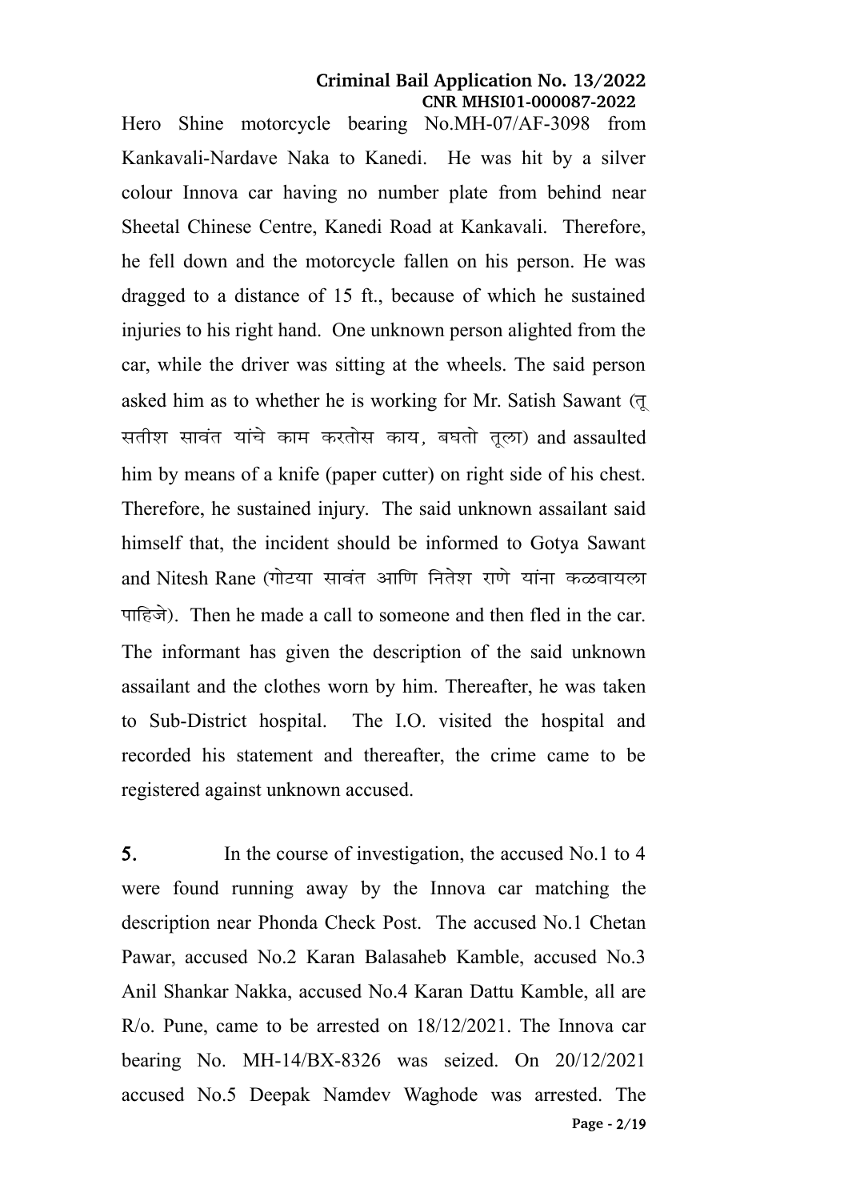Hero Shine motorcycle bearing No.MH-07/AF-3098 from Kankavali-Nardave Naka to Kanedi. He was hit by a silver colour Innova car having no number plate from behind near Sheetal Chinese Centre, Kanedi Road at Kankavali. Therefore, he fell down and the motorcycle fallen on his person. He was dragged to a distance of 15 ft., because of which he sustained injuries to his right hand. One unknown person alighted from the car, while the driver was sitting at the wheels. The said person asked him as to whether he is working for Mr. Satish Sawant (तू सतीश सावंत यांचे काम करतोस काय, बघतो तूला) and assaulted him by means of a knife (paper cutter) on right side of his chest. Therefore, he sustained injury. The said unknown assailant said himself that, the incident should be informed to Gotya Sawant and Nitesh Rane (गोट्या सावंत आणि नितेश राणे यांना कळवायला पाहिजे). Then he made a call to someone and then fled in the car. The informant has given the description of the said unknown assailant and the clothes worn by him. Thereafter, he was taken to Sub-District hospital. The I.O. visited the hospital and recorded his statement and thereafter, the crime came to be registered against unknown accused.

**5.** In the course of investigation, the accused No.1 to 4 were found running away by the Innova car matching the description near Phonda Check Post. The accused No.1 Chetan Pawar, accused No.2 Karan Balasaheb Kamble, accused No.3 Anil Shankar Nakka, accused No.4 Karan Dattu Kamble, all are R/o. Pune, came to be arrested on 18/12/2021. The Innova car bearing No. MH-14/BX-8326 was seized. On 20/12/2021 accused No.5 Deepak Namdev Waghode was arrested. The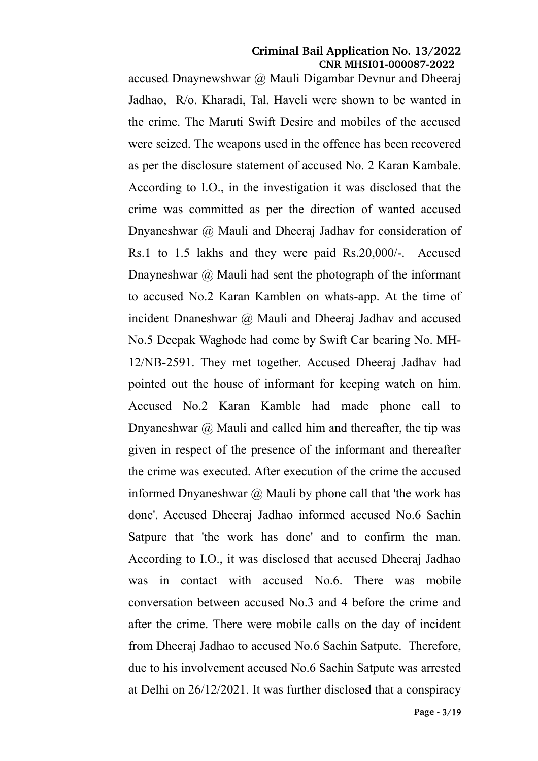accused Dnaynewshwar @ Mauli Digambar Devnur and Dheeraj Jadhao, R/o. Kharadi, Tal. Haveli were shown to be wanted in the crime. The Maruti Swift Desire and mobiles of the accused were seized. The weapons used in the offence has been recovered as per the disclosure statement of accused No. 2 Karan Kambale. According to I.O., in the investigation it was disclosed that the crime was committed as per the direction of wanted accused Dnyaneshwar @ Mauli and Dheeraj Jadhav for consideration of Rs.1 to 1.5 lakhs and they were paid Rs.20,000/-. Accused Dnayneshwar @ Mauli had sent the photograph of the informant to accused No.2 Karan Kamblen on whats-app. At the time of incident Dnaneshwar @ Mauli and Dheeraj Jadhav and accused No.5 Deepak Waghode had come by Swift Car bearing No. MH-12/NB-2591. They met together. Accused Dheeraj Jadhav had pointed out the house of informant for keeping watch on him. Accused No.2 Karan Kamble had made phone call to Dnyaneshwar @ Mauli and called him and thereafter, the tip was given in respect of the presence of the informant and thereafter the crime was executed. After execution of the crime the accused informed Dnyaneshwar @ Mauli by phone call that 'the work has done'. Accused Dheeraj Jadhao informed accused No.6 Sachin Satpure that 'the work has done' and to confirm the man. According to I.O., it was disclosed that accused Dheeraj Jadhao was in contact with accused No.6. There was mobile conversation between accused No.3 and 4 before the crime and after the crime. There were mobile calls on the day of incident from Dheeraj Jadhao to accused No.6 Sachin Satpute. Therefore, due to his involvement accused No.6 Sachin Satpute was arrested at Delhi on 26/12/2021. It was further disclosed that a conspiracy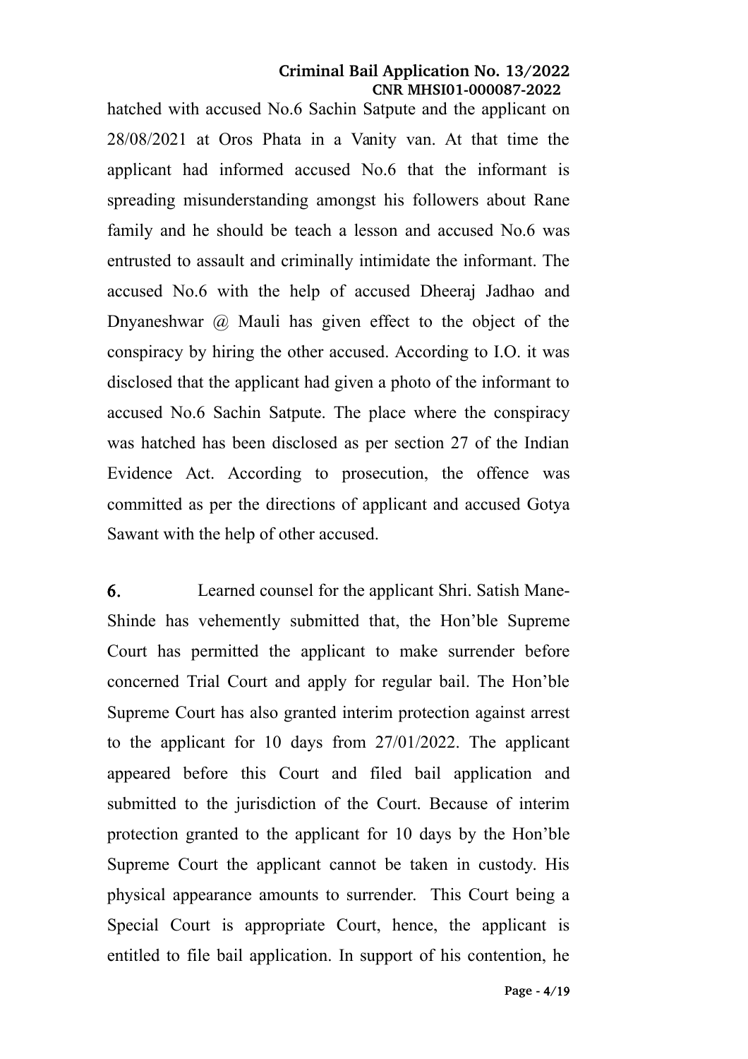hatched with accused No.6 Sachin Satpute and the applicant on 28/08/2021 at Oros Phata in a Vanity van. At that time the applicant had informed accused No.6 that the informant is spreading misunderstanding amongst his followers about Rane family and he should be teach a lesson and accused No.6 was entrusted to assault and criminally intimidate the informant. The accused No.6 with the help of accused Dheeraj Jadhao and Dnyaneshwar @ Mauli has given effect to the object of the conspiracy by hiring the other accused. According to I.O. it was disclosed that the applicant had given a photo of the informant to accused No.6 Sachin Satpute. The place where the conspiracy was hatched has been disclosed as per section 27 of the Indian Evidence Act. According to prosecution, the offence was committed as per the directions of applicant and accused Gotya Sawant with the help of other accused.

**6.** Learned counsel for the applicant Shri. Satish Mane-Shinde has vehemently submitted that, the Hon'ble Supreme Court has permitted the applicant to make surrender before concerned Trial Court and apply for regular bail. The Hon'ble Supreme Court has also granted interim protection against arrest to the applicant for 10 days from 27/01/2022. The applicant appeared before this Court and filed bail application and submitted to the jurisdiction of the Court. Because of interim protection granted to the applicant for 10 days by the Hon'ble Supreme Court the applicant cannot be taken in custody. His physical appearance amounts to surrender. This Court being a Special Court is appropriate Court, hence, the applicant is entitled to file bail application. In support of his contention, he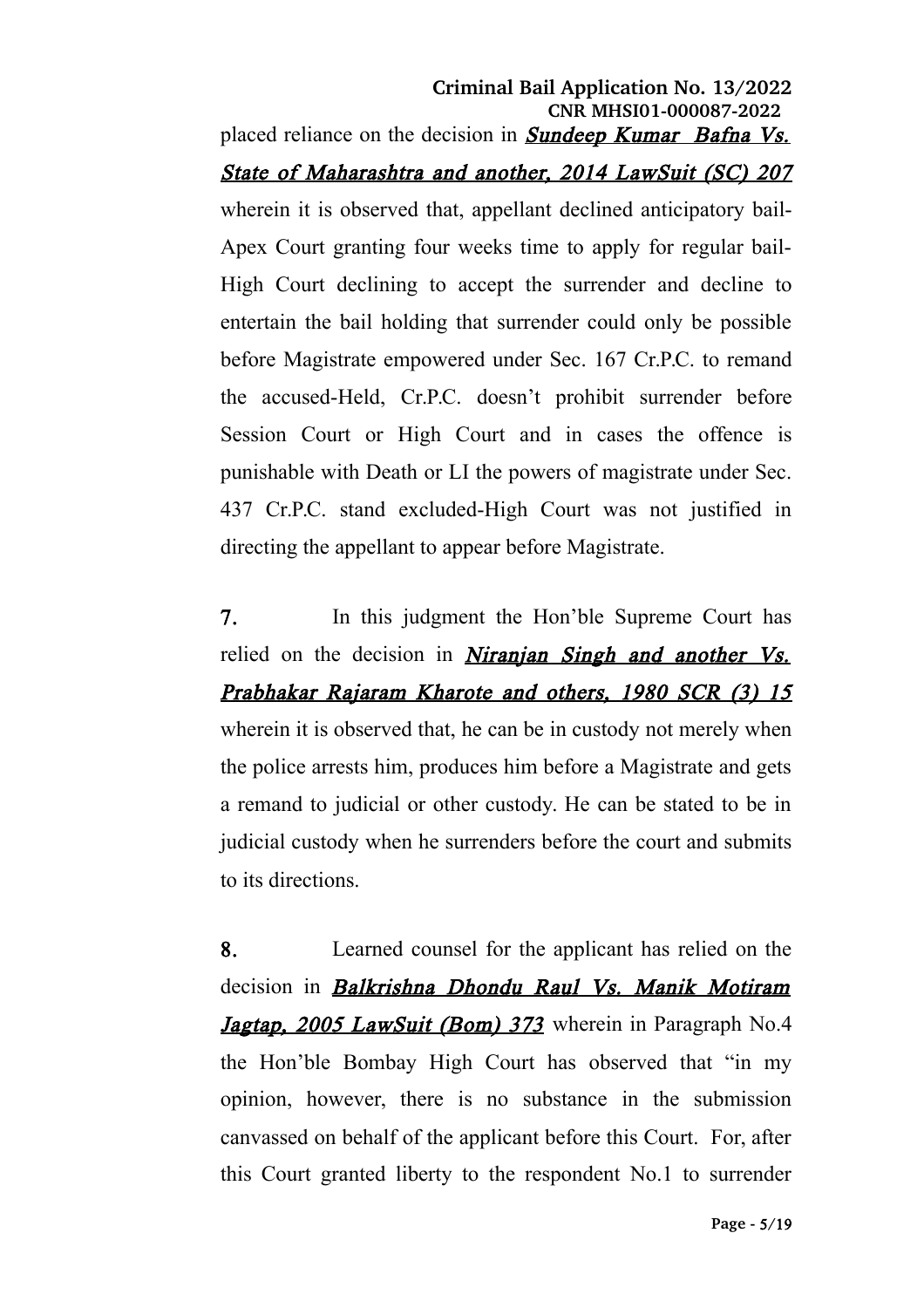placed reliance on the decision in ***Sundeep Kumar Bafna Vs. State of Maharashtra and another, 2014 LawSuit (SC) 207*** wherein it is observed that, appellant declined anticipatory bail-Apex Court granting four weeks time to apply for regular bail-High Court declining to accept the surrender and decline to entertain the bail holding that surrender could only be possible before Magistrate empowered under Sec. 167 Cr.P.C. to remand the accused-Held, Cr.P.C. doesn't prohibit surrender before Session Court or High Court and in cases the offence is punishable with Death or LI the powers of magistrate under Sec. 437 Cr.P.C. stand excluded-High Court was not justified in directing the appellant to appear before Magistrate.

**7.** In this judgment the Hon'ble Supreme Court has relied on the decision in ***Niranjan Singh and another Vs. Prabhakar Rajaram Kharote and others, 1980 SCR (3) 15*** wherein it is observed that, he can be in custody not merely when the police arrests him, produces him before a Magistrate and gets a remand to judicial or other custody. He can be stated to be in judicial custody when he surrenders before the court and submits to its directions.

**8.** Learned counsel for the applicant has relied on the decision in ***Balkrishna Dhondu Raul Vs. Manik Motiram Jagtap, 2005 LawSuit (Bom) 373*** wherein in Paragraph No.4 the Hon'ble Bombay High Court has observed that "in my opinion, however, there is no substance in the submission canvassed on behalf of the applicant before this Court. For, after this Court granted liberty to the respondent No.1 to surrender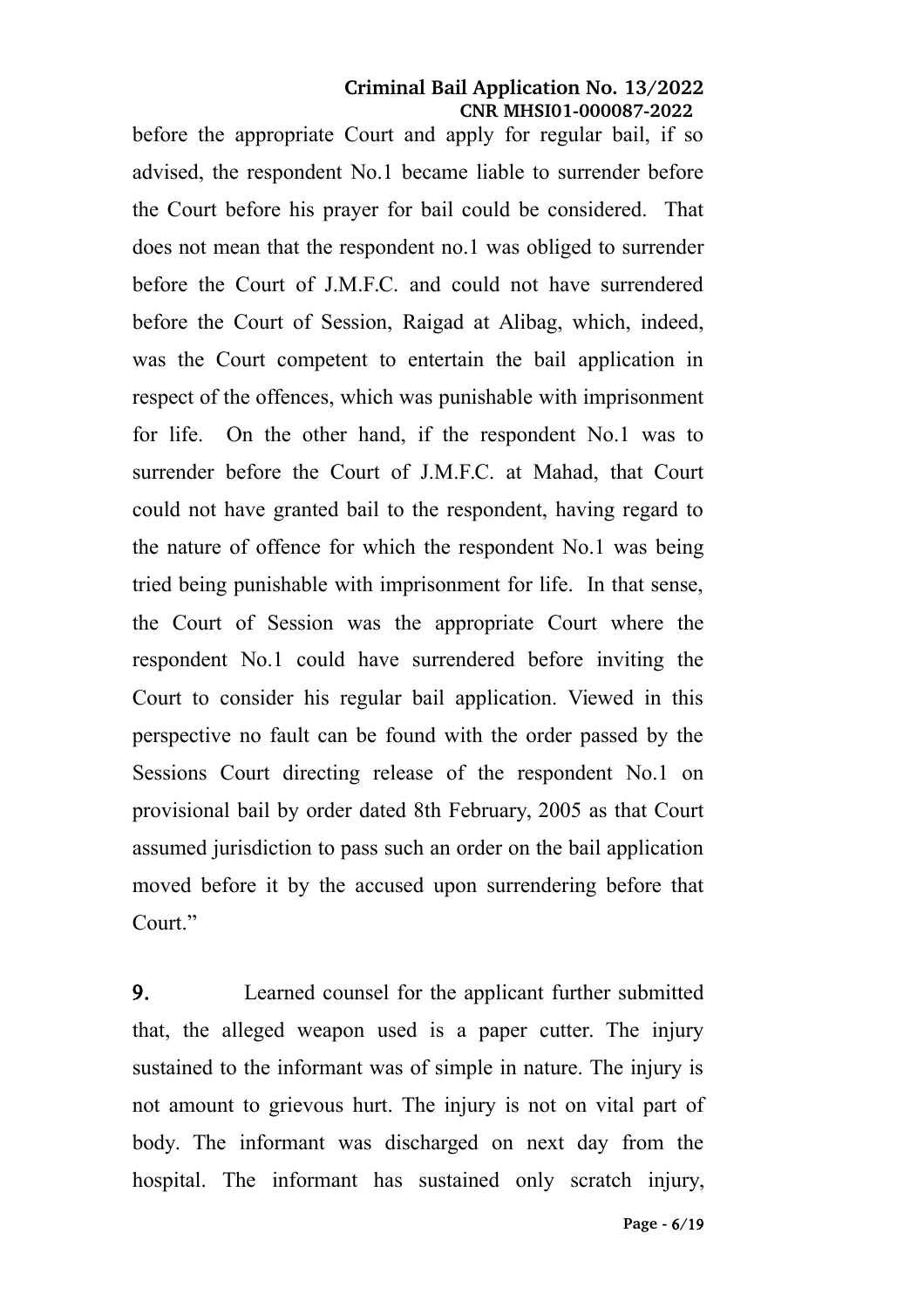before the appropriate Court and apply for regular bail, if so advised, the respondent No.1 became liable to surrender before the Court before his prayer for bail could be considered. That does not mean that the respondent no.1 was obliged to surrender before the Court of J.M.F.C. and could not have surrendered before the Court of Session, Raigad at Alibag, which, indeed, was the Court competent to entertain the bail application in respect of the offences, which was punishable with imprisonment for life. On the other hand, if the respondent No.1 was to surrender before the Court of J.M.F.C. at Mahad, that Court could not have granted bail to the respondent, having regard to the nature of offence for which the respondent No.1 was being tried being punishable with imprisonment for life. In that sense, the Court of Session was the appropriate Court where the respondent No.1 could have surrendered before inviting the Court to consider his regular bail application. Viewed in this perspective no fault can be found with the order passed by the Sessions Court directing release of the respondent No.1 on provisional bail by order dated 8th February, 2005 as that Court assumed jurisdiction to pass such an order on the bail application moved before it by the accused upon surrendering before that Court."

**9.** Learned counsel for the applicant further submitted that, the alleged weapon used is a paper cutter. The injury sustained to the informant was of simple in nature. The injury is not amount to grievous hurt. The injury is not on vital part of body. The informant was discharged on next day from the hospital. The informant has sustained only scratch injury,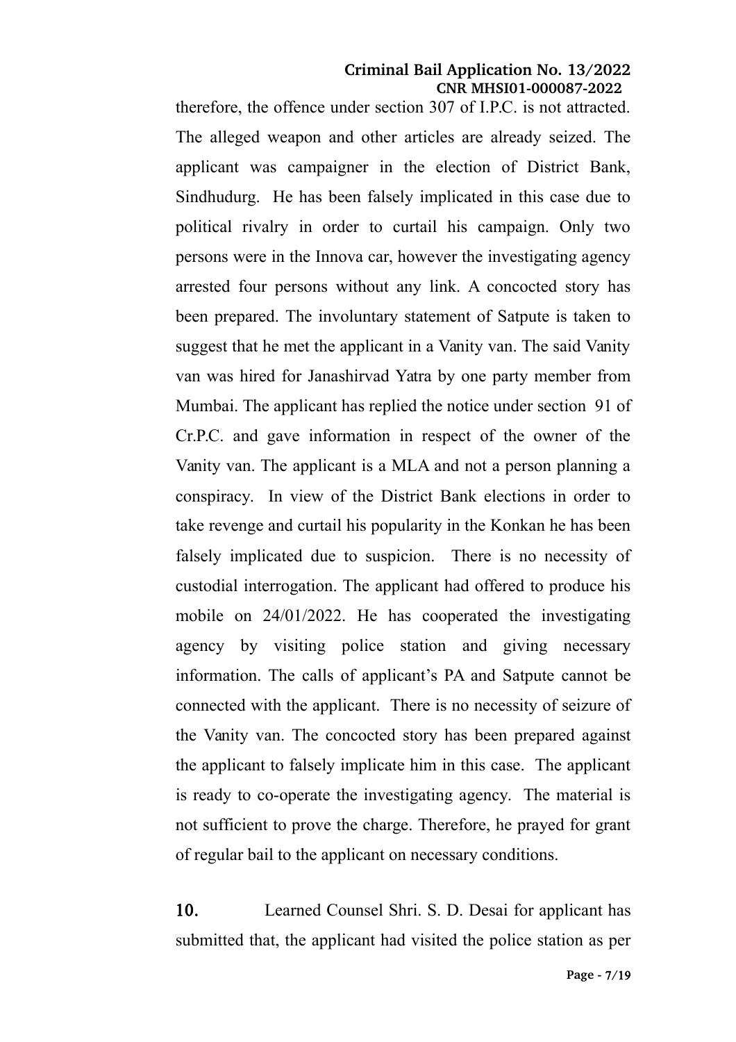therefore, the offence under section 307 of I.P.C. is not attracted. The alleged weapon and other articles are already seized. The applicant was campaigner in the election of District Bank, Sindhudurg. He has been falsely implicated in this case due to political rivalry in order to curtail his campaign. Only two persons were in the Innova car, however the investigating agency arrested four persons without any link. A concocted story has been prepared. The involuntary statement of Satpute is taken to suggest that he met the applicant in a Vanity van. The said Vanity van was hired for Janashirvad Yatra by one party member from Mumbai. The applicant has replied the notice under section 91 of Cr.P.C. and gave information in respect of the owner of the Vanity van. The applicant is a MLA and not a person planning a conspiracy. In view of the District Bank elections in order to take revenge and curtail his popularity in the Konkan he has been falsely implicated due to suspicion. There is no necessity of custodial interrogation. The applicant had offered to produce his mobile on 24/01/2022. He has cooperated the investigating agency by visiting police station and giving necessary information. The calls of applicant's PA and Satpute cannot be connected with the applicant. There is no necessity of seizure of the Vanity van. The concocted story has been prepared against the applicant to falsely implicate him in this case. The applicant is ready to co-operate the investigating agency. The material is not sufficient to prove the charge. Therefore, he prayed for grant of regular bail to the applicant on necessary conditions.

**10.** Learned Counsel Shri. S. D. Desai for applicant has submitted that, the applicant had visited the police station as per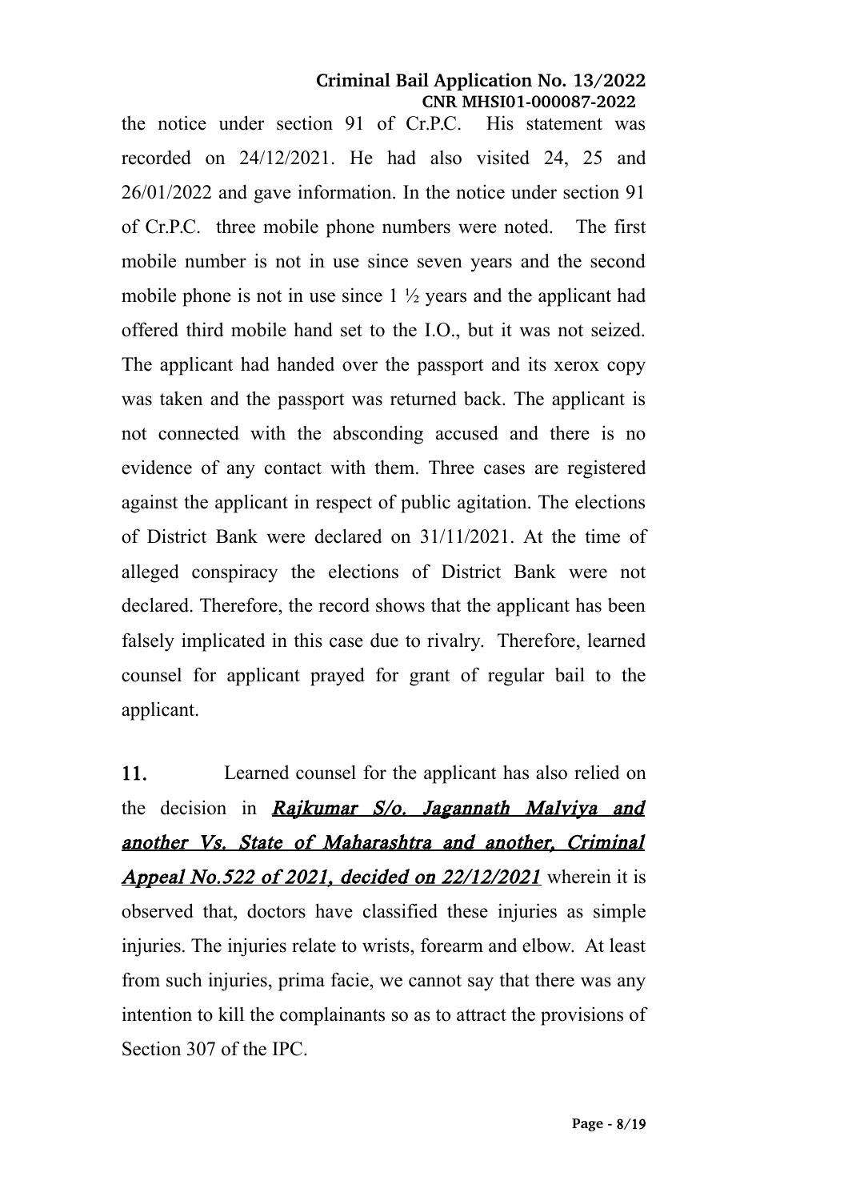the notice under section 91 of Cr.P.C. His statement was recorded on 24/12/2021. He had also visited 24, 25 and 26/01/2022 and gave information. In the notice under section 91 of Cr.P.C. three mobile phone numbers were noted. The first mobile number is not in use since seven years and the second mobile phone is not in use since 1 ½ years and the applicant had offered third mobile hand set to the I.O., but it was not seized. The applicant had handed over the passport and its xerox copy was taken and the passport was returned back. The applicant is not connected with the absconding accused and there is no evidence of any contact with them. Three cases are registered against the applicant in respect of public agitation. The elections of District Bank were declared on 31/11/2021. At the time of alleged conspiracy the elections of District Bank were not declared. Therefore, the record shows that the applicant has been falsely implicated in this case due to rivalry. Therefore, learned counsel for applicant prayed for grant of regular bail to the applicant.

**11.** Learned counsel for the applicant has also relied on the decision in ***Rajkumar S/o. Jagannath Malviya and another Vs. State of Maharashtra and another, Criminal Appeal No.522 of 2021, decided on 22/12/2021*** wherein it is observed that, doctors have classified these injuries as simple injuries. The injuries relate to wrists, forearm and elbow. At least from such injuries, prima facie, we cannot say that there was any intention to kill the complainants so as to attract the provisions of Section 307 of the IPC.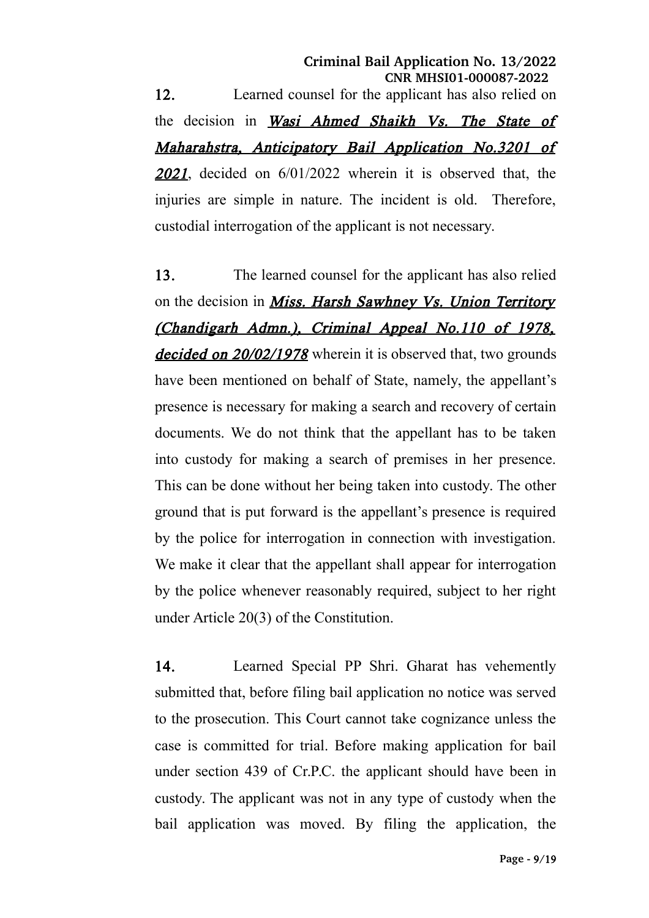**12.** Learned counsel for the applicant has also relied on the decision in ***Wasi Ahmed Shaikh Vs. The State of Maharahstra, Anticipatory Bail Application No.3201 of 2021***, decided on 6/01/2022 wherein it is observed that, the injuries are simple in nature. The incident is old. Therefore, custodial interrogation of the applicant is not necessary.

**13.** The learned counsel for the applicant has also relied on the decision in ***Miss. Harsh Sawhney Vs. Union Territory (Chandigarh Admn.), Criminal Appeal No.110 of 1978, decided on 20/02/1978*** wherein it is observed that, two grounds have been mentioned on behalf of State, namely, the appellant's presence is necessary for making a search and recovery of certain documents. We do not think that the appellant has to be taken into custody for making a search of premises in her presence. This can be done without her being taken into custody. The other ground that is put forward is the appellant's presence is required by the police for interrogation in connection with investigation. We make it clear that the appellant shall appear for interrogation by the police whenever reasonably required, subject to her right under Article 20(3) of the Constitution.

**14.** Learned Special PP Shri. Gharat has vehemently submitted that, before filing bail application no notice was served to the prosecution. This Court cannot take cognizance unless the case is committed for trial. Before making application for bail under section 439 of Cr.P.C. the applicant should have been in custody. The applicant was not in any type of custody when the bail application was moved. By filing the application, the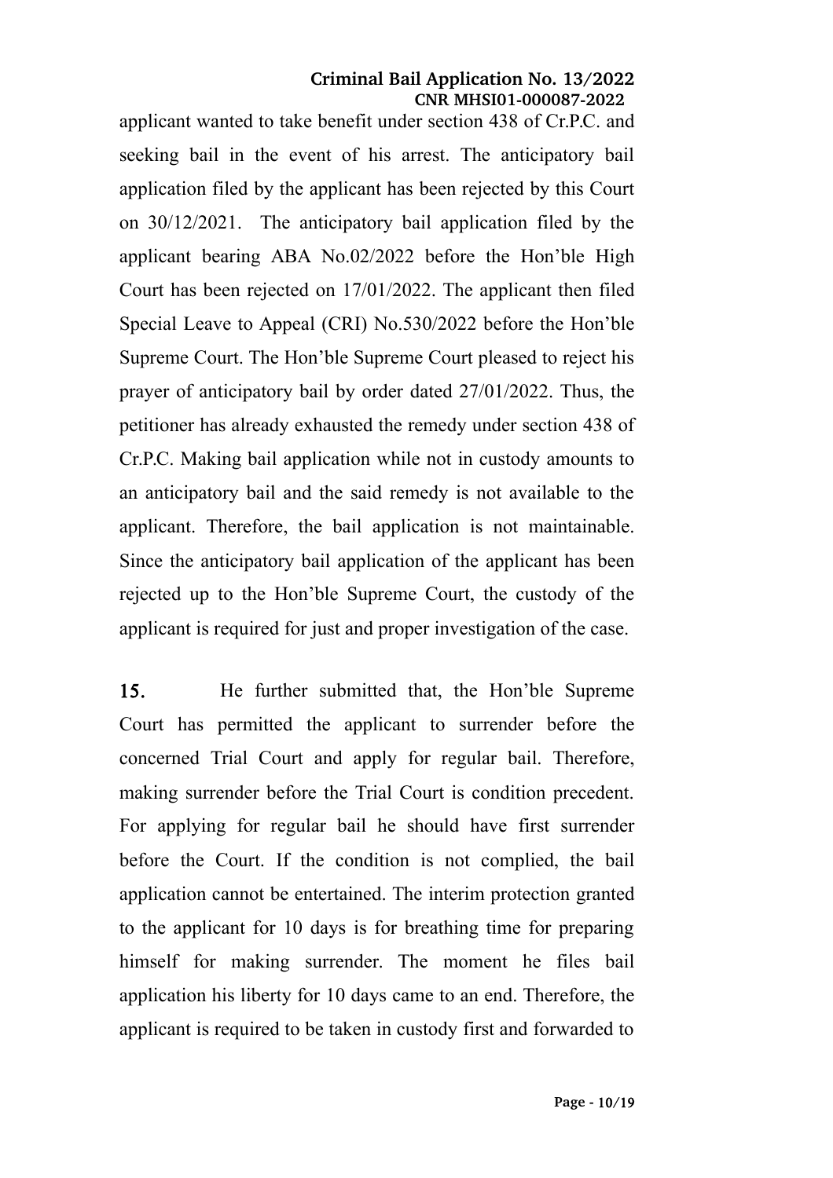applicant wanted to take benefit under section 438 of Cr.P.C. and seeking bail in the event of his arrest. The anticipatory bail application filed by the applicant has been rejected by this Court on 30/12/2021. The anticipatory bail application filed by the applicant bearing ABA No.02/2022 before the Hon'ble High Court has been rejected on 17/01/2022. The applicant then filed Special Leave to Appeal (CRI) No.530/2022 before the Hon'ble Supreme Court. The Hon'ble Supreme Court pleased to reject his prayer of anticipatory bail by order dated 27/01/2022. Thus, the petitioner has already exhausted the remedy under section 438 of Cr.P.C. Making bail application while not in custody amounts to an anticipatory bail and the said remedy is not available to the applicant. Therefore, the bail application is not maintainable. Since the anticipatory bail application of the applicant has been rejected up to the Hon'ble Supreme Court, the custody of the applicant is required for just and proper investigation of the case.

**15.** He further submitted that, the Hon'ble Supreme Court has permitted the applicant to surrender before the concerned Trial Court and apply for regular bail. Therefore, making surrender before the Trial Court is condition precedent. For applying for regular bail he should have first surrender before the Court. If the condition is not complied, the bail application cannot be entertained. The interim protection granted to the applicant for 10 days is for breathing time for preparing himself for making surrender. The moment he files bail application his liberty for 10 days came to an end. Therefore, the applicant is required to be taken in custody first and forwarded to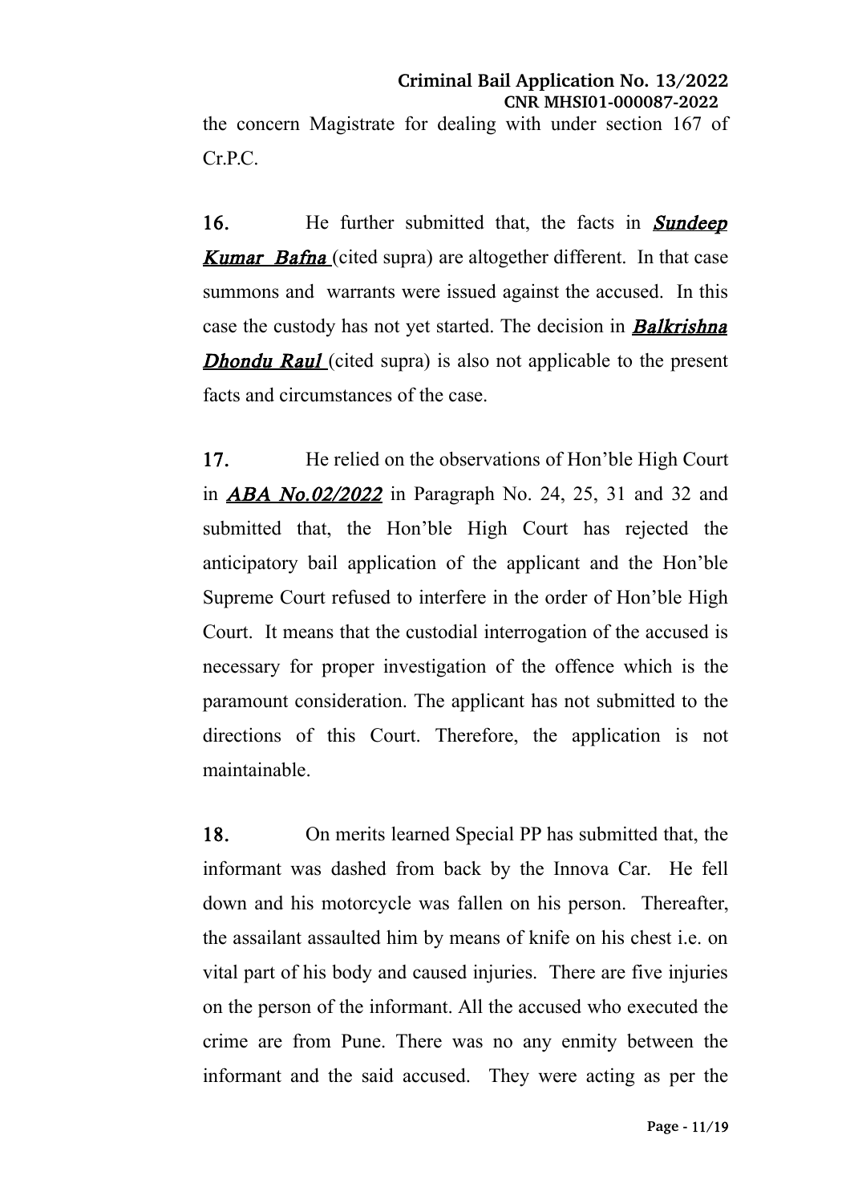the concern Magistrate for dealing with under section 167 of Cr.P.C.

**16.** He further submitted that, the facts in ***Sundeep Kumar Bafna*** (cited supra) are altogether different. In that case summons and warrants were issued against the accused. In this case the custody has not yet started. The decision in ***Balkrishna Dhondu Raul*** (cited supra) is also not applicable to the present facts and circumstances of the case.

**17.** He relied on the observations of Hon'ble High Court in ***ABA No.02/2022*** in Paragraph No. 24, 25, 31 and 32 and submitted that, the Hon'ble High Court has rejected the anticipatory bail application of the applicant and the Hon'ble Supreme Court refused to interfere in the order of Hon'ble High Court. It means that the custodial interrogation of the accused is necessary for proper investigation of the offence which is the paramount consideration. The applicant has not submitted to the directions of this Court. Therefore, the application is not maintainable.

**18.** On merits learned Special PP has submitted that, the informant was dashed from back by the Innova Car. He fell down and his motorcycle was fallen on his person. Thereafter, the assailant assaulted him by means of knife on his chest i.e. on vital part of his body and caused injuries. There are five injuries on the person of the informant. All the accused who executed the crime are from Pune. There was no any enmity between the informant and the said accused. They were acting as per the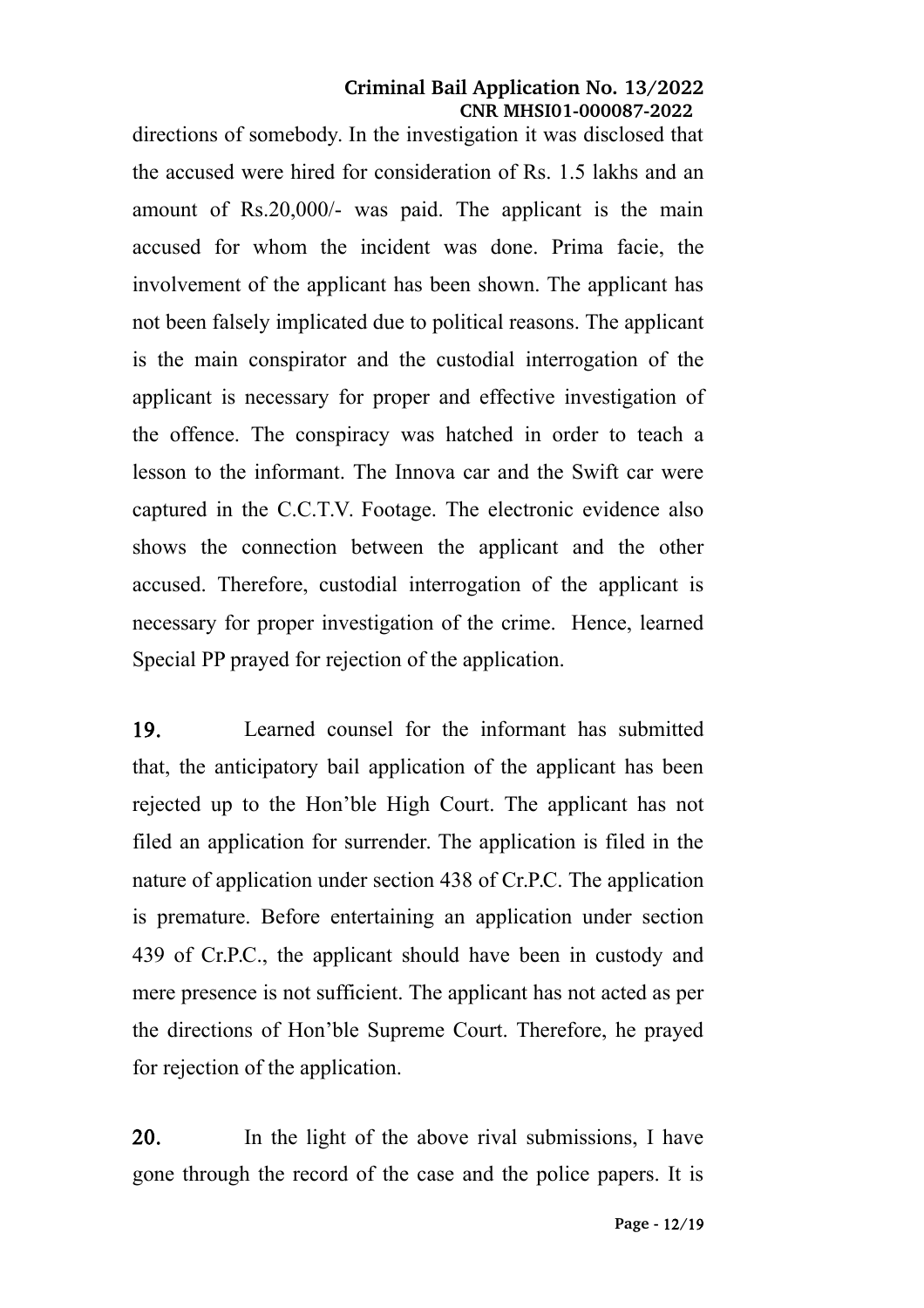directions of somebody. In the investigation it was disclosed that the accused were hired for consideration of Rs. 1.5 lakhs and an amount of Rs.20,000/- was paid. The applicant is the main accused for whom the incident was done. Prima facie, the involvement of the applicant has been shown. The applicant has not been falsely implicated due to political reasons. The applicant is the main conspirator and the custodial interrogation of the applicant is necessary for proper and effective investigation of the offence. The conspiracy was hatched in order to teach a lesson to the informant. The Innova car and the Swift car were captured in the C.C.T.V. Footage. The electronic evidence also shows the connection between the applicant and the other accused. Therefore, custodial interrogation of the applicant is necessary for proper investigation of the crime. Hence, learned Special PP prayed for rejection of the application.

**19.** Learned counsel for the informant has submitted that, the anticipatory bail application of the applicant has been rejected up to the Hon'ble High Court. The applicant has not filed an application for surrender. The application is filed in the nature of application under section 438 of Cr.P.C. The application is premature. Before entertaining an application under section 439 of Cr.P.C., the applicant should have been in custody and mere presence is not sufficient. The applicant has not acted as per the directions of Hon'ble Supreme Court. Therefore, he prayed for rejection of the application.

**20.** In the light of the above rival submissions, I have gone through the record of the case and the police papers. It is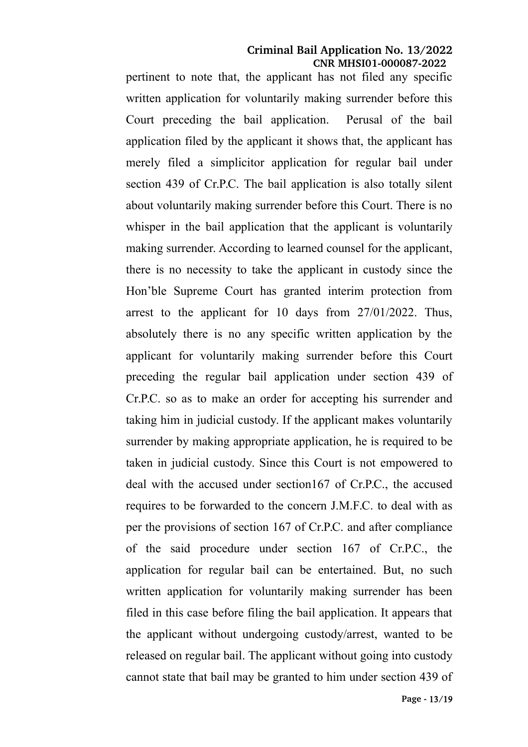pertinent to note that, the applicant has not filed any specific written application for voluntarily making surrender before this Court preceding the bail application. Perusal of the bail application filed by the applicant it shows that, the applicant has merely filed a simplicitor application for regular bail under section 439 of Cr.P.C. The bail application is also totally silent about voluntarily making surrender before this Court. There is no whisper in the bail application that the applicant is voluntarily making surrender. According to learned counsel for the applicant, there is no necessity to take the applicant in custody since the Hon'ble Supreme Court has granted interim protection from arrest to the applicant for 10 days from 27/01/2022. Thus, absolutely there is no any specific written application by the applicant for voluntarily making surrender before this Court preceding the regular bail application under section 439 of Cr.P.C. so as to make an order for accepting his surrender and taking him in judicial custody. If the applicant makes voluntarily surrender by making appropriate application, he is required to be taken in judicial custody. Since this Court is not empowered to deal with the accused under section167 of Cr.P.C., the accused requires to be forwarded to the concern J.M.F.C. to deal with as per the provisions of section 167 of Cr.P.C. and after compliance of the said procedure under section 167 of Cr.P.C., the application for regular bail can be entertained. But, no such written application for voluntarily making surrender has been filed in this case before filing the bail application. It appears that the applicant without undergoing custody/arrest, wanted to be released on regular bail. The applicant without going into custody cannot state that bail may be granted to him under section 439 of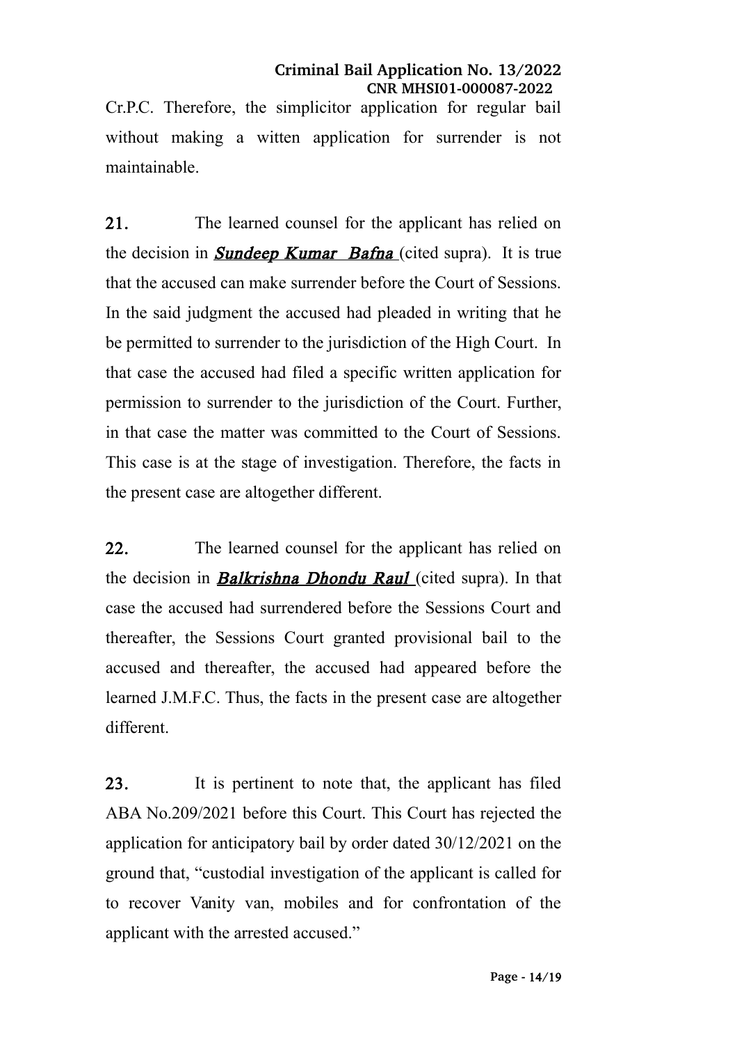Cr.P.C. Therefore, the simplicitor application for regular bail without making a witten application for surrender is not maintainable.

**21.** The learned counsel for the applicant has relied on the decision in ***Sundeep Kumar Bafna*** (cited supra). It is true that the accused can make surrender before the Court of Sessions. In the said judgment the accused had pleaded in writing that he be permitted to surrender to the jurisdiction of the High Court. In that case the accused had filed a specific written application for permission to surrender to the jurisdiction of the Court. Further, in that case the matter was committed to the Court of Sessions. This case is at the stage of investigation. Therefore, the facts in the present case are altogether different.

**22.** The learned counsel for the applicant has relied on the decision in ***Balkrishna Dhondu Raul*** (cited supra). In that case the accused had surrendered before the Sessions Court and thereafter, the Sessions Court granted provisional bail to the accused and thereafter, the accused had appeared before the learned J.M.F.C. Thus, the facts in the present case are altogether different.

**23.** It is pertinent to note that, the applicant has filed ABA No.209/2021 before this Court. This Court has rejected the application for anticipatory bail by order dated 30/12/2021 on the ground that, "custodial investigation of the applicant is called for to recover Vanity van, mobiles and for confrontation of the applicant with the arrested accused."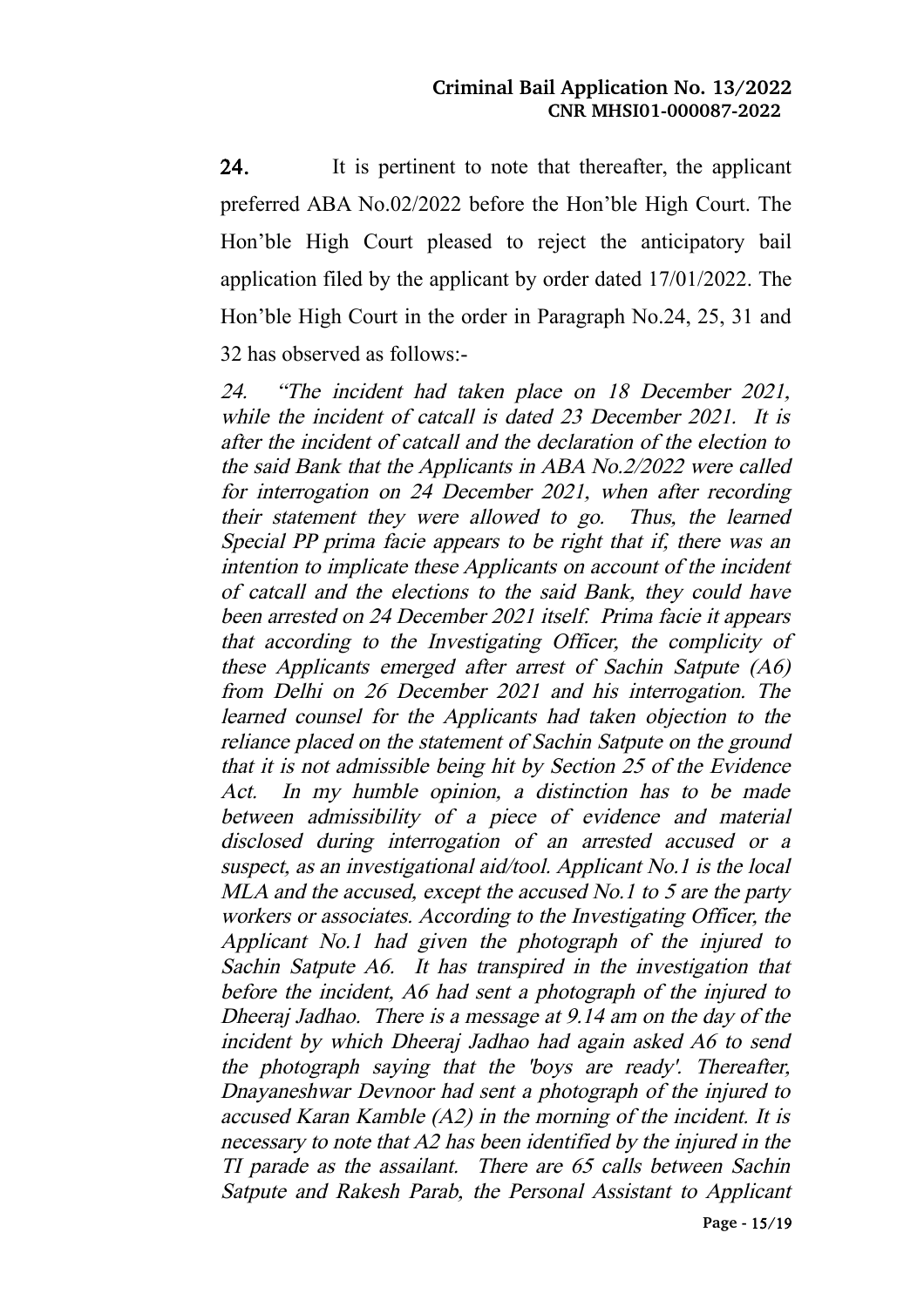**24.** It is pertinent to note that thereafter, the applicant preferred ABA No.02/2022 before the Hon'ble High Court. The Hon'ble High Court pleased to reject the anticipatory bail application filed by the applicant by order dated 17/01/2022. The Hon'ble High Court in the order in Paragraph No.24, 25, 31 and 32 has observed as follows:-

*24. "The incident had taken place on 18 December 2021, while the incident of catcall is dated 23 December 2021. It is after the incident of catcall and the declaration of the election to the said Bank that the Applicants in ABA No.2/2022 were called for interrogation on 24 December 2021, when after recording their statement they were allowed to go. Thus, the learned Special PP prima facie appears to be right that if, there was an intention to implicate these Applicants on account of the incident of catcall and the elections to the said Bank, they could have been arrested on 24 December 2021 itself. Prima facie it appears that according to the Investigating Officer, the complicity of these Applicants emerged after arrest of Sachin Satpute (A6) from Delhi on 26 December 2021 and his interrogation. The learned counsel for the Applicants had taken objection to the reliance placed on the statement of Sachin Satpute on the ground that it is not admissible being hit by Section 25 of the Evidence Act. In my humble opinion, a distinction has to be made between admissibility of a piece of evidence and material disclosed during interrogation of an arrested accused or a suspect, as an investigational aid/tool. Applicant No.1 is the local MLA and the accused, except the accused No.1 to 5 are the party workers or associates. According to the Investigating Officer, the Applicant No.1 had given the photograph of the injured to Sachin Satpute A6. It has transpired in the investigation that before the incident, A6 had sent a photograph of the injured to Dheeraj Jadhao. There is a message at 9.14 am on the day of the incident by which Dheeraj Jadhao had again asked A6 to send the photograph saying that the 'boys are ready'. Thereafter, Dnayaneshwar Devnoor had sent a photograph of the injured to accused Karan Kamble (A2) in the morning of the incident. It is necessary to note that A2 has been identified by the injured in the TI parade as the assailant. There are 65 calls between Sachin Satpute and Rakesh Parab, the Personal Assistant to Applicant*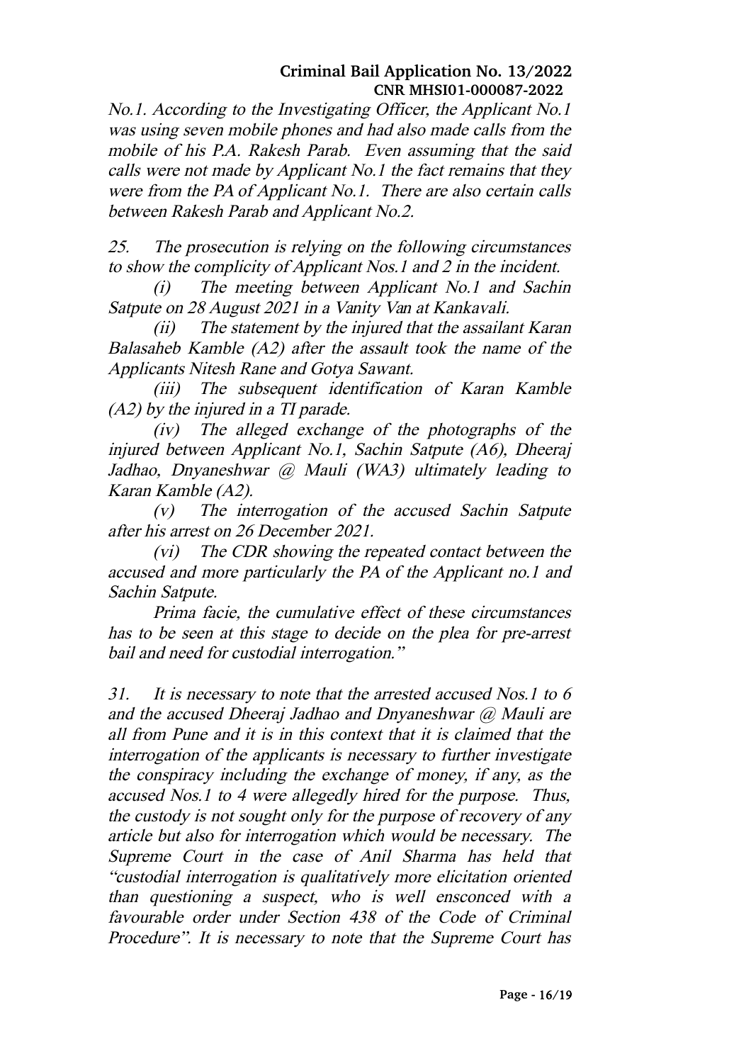*No.1. According to the Investigating Officer, the Applicant No.1 was using seven mobile phones and had also made calls from the mobile of his P.A. Rakesh Parab. Even assuming that the said calls were not made by Applicant No.1 the fact remains that they were from the PA of Applicant No.1. There are also certain calls between Rakesh Parab and Applicant No.2.*

*25. The prosecution is relying on the following circumstances to show the complicity of Applicant Nos.1 and 2 in the incident.*

*(i) The meeting between Applicant No.1 and Sachin Satpute on 28 August 2021 in a Vanity Van at Kankavali.*

*(ii) The statement by the injured that the assailant Karan Balasaheb Kamble (A2) after the assault took the name of the Applicants Nitesh Rane and Gotya Sawant.*

*(iii) The subsequent identification of Karan Kamble (A2) by the injured in a TI parade.*

*(iv) The alleged exchange of the photographs of the injured between Applicant No.1, Sachin Satpute (A6), Dheeraj Jadhao, Dnyaneshwar @ Mauli (WA3) ultimately leading to Karan Kamble (A2).*

*(v) The interrogation of the accused Sachin Satpute after his arrest on 26 December 2021.*

*(vi) The CDR showing the repeated contact between the accused and more particularly the PA of the Applicant no.1 and Sachin Satpute.*

*Prima facie, the cumulative effect of these circumstances has to be seen at this stage to decide on the plea for pre-arrest bail and need for custodial interrogation."*

*31. It is necessary to note that the arrested accused Nos.1 to 6 and the accused Dheeraj Jadhao and Dnyaneshwar @ Mauli are all from Pune and it is in this context that it is claimed that the interrogation of the applicants is necessary to further investigate the conspiracy including the exchange of money, if any, as the accused Nos.1 to 4 were allegedly hired for the purpose. Thus, the custody is not sought only for the purpose of recovery of any article but also for interrogation which would be necessary. The Supreme Court in the case of Anil Sharma has held that "custodial interrogation is qualitatively more elicitation oriented than questioning a suspect, who is well ensconced with a favourable order under Section 438 of the Code of Criminal Procedure". It is necessary to note that the Supreme Court has*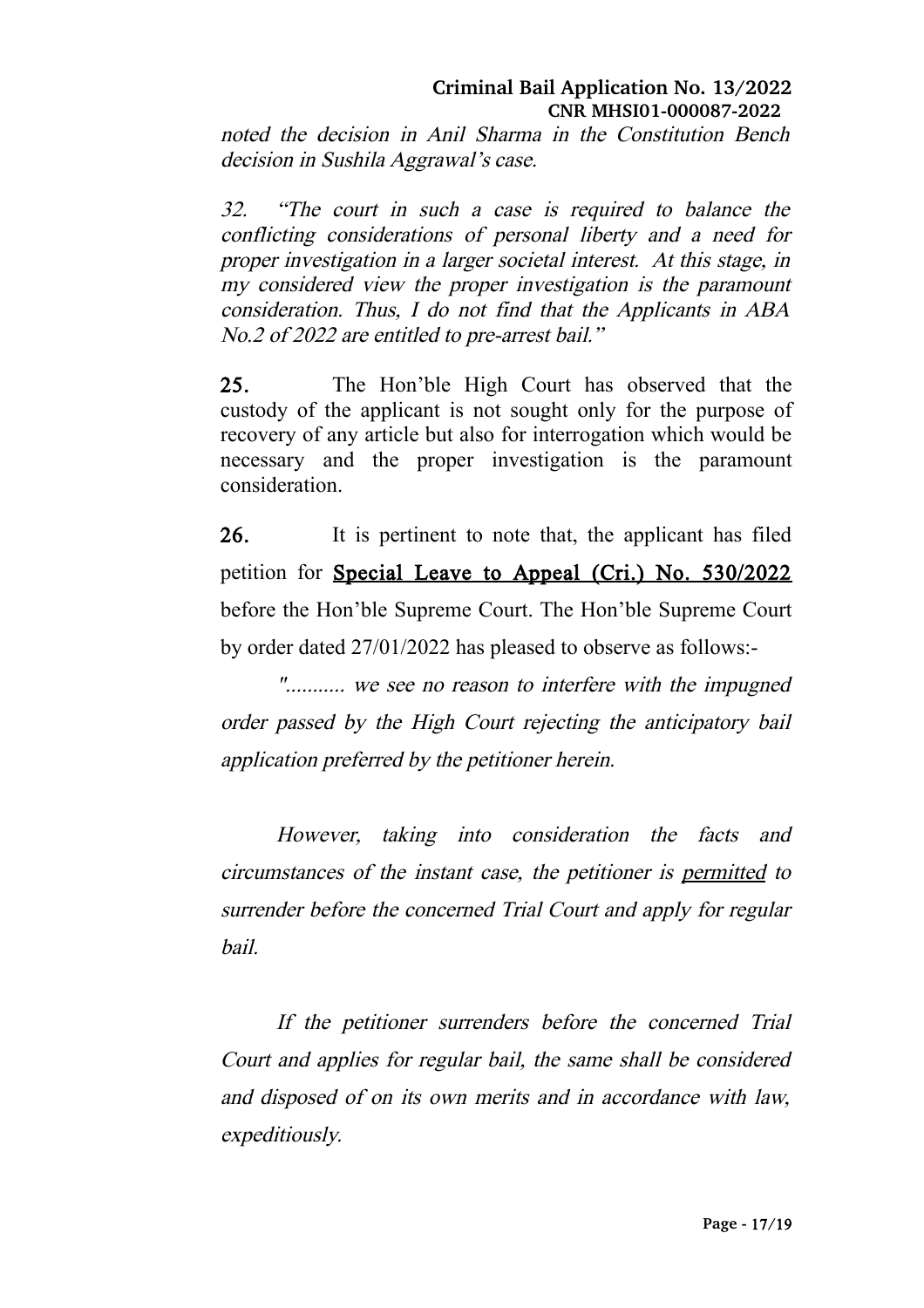*noted the decision in Anil Sharma in the Constitution Bench decision in Sushila Aggrawal's case.*

*32. "The court in such a case is required to balance the conflicting considerations of personal liberty and a need for proper investigation in a larger societal interest. At this stage, in my considered view the proper investigation is the paramount consideration. Thus, I do not find that the Applicants in ABA No.2 of 2022 are entitled to pre-arrest bail."*

**25.** The Hon'ble High Court has observed that the custody of the applicant is not sought only for the purpose of recovery of any article but also for interrogation which would be necessary and the proper investigation is the paramount consideration.

**26.** It is pertinent to note that, the applicant has filed petition for **Special Leave to Appeal (Cri.) No. 530/2022** before the Hon'ble Supreme Court. The Hon'ble Supreme Court by order dated 27/01/2022 has pleased to observe as follows:-

*"........... we see no reason to interfere with the impugned order passed by the High Court rejecting the anticipatory bail application preferred by the petitioner herein.*

*However, taking into consideration the facts and circumstances of the instant case, the petitioner is permitted to surrender before the concerned Trial Court and apply for regular bail.*

*If the petitioner surrenders before the concerned Trial Court and applies for regular bail, the same shall be considered and disposed of on its own merits and in accordance with law, expeditiously.*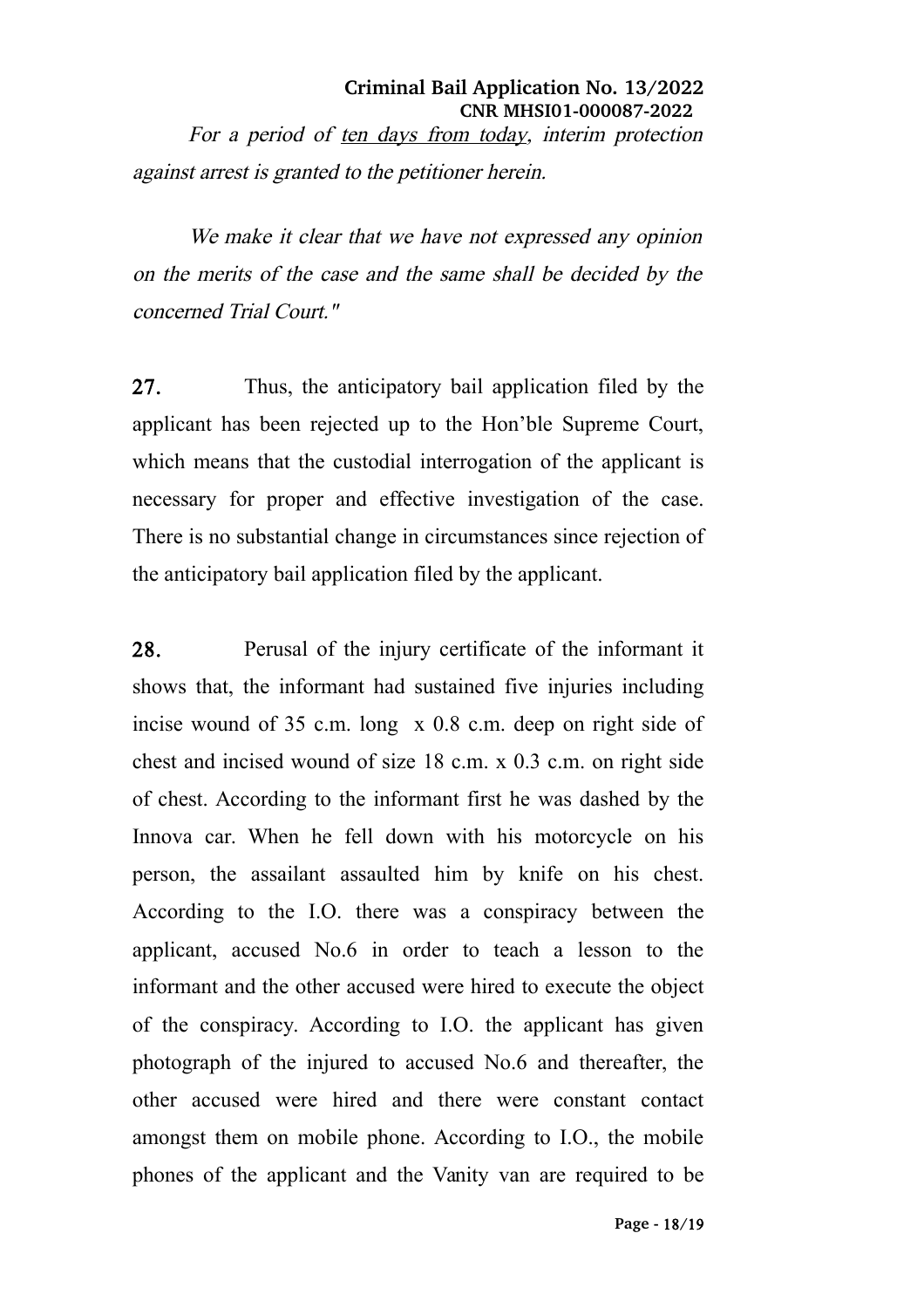*For a period of <u>ten days from today</u>, interim protection against arrest is granted to the petitioner herein.*

*We make it clear that we have not expressed any opinion on the merits of the case and the same shall be decided by the concerned Trial Court."*

**27.** Thus, the anticipatory bail application filed by the applicant has been rejected up to the Hon'ble Supreme Court, which means that the custodial interrogation of the applicant is necessary for proper and effective investigation of the case. There is no substantial change in circumstances since rejection of the anticipatory bail application filed by the applicant.

**28.** Perusal of the injury certificate of the informant it shows that, the informant had sustained five injuries including incise wound of 35 c.m. long x 0.8 c.m. deep on right side of chest and incised wound of size 18 c.m. x 0.3 c.m. on right side of chest. According to the informant first he was dashed by the Innova car. When he fell down with his motorcycle on his person, the assailant assaulted him by knife on his chest. According to the I.O. there was a conspiracy between the applicant, accused No.6 in order to teach a lesson to the informant and the other accused were hired to execute the object of the conspiracy. According to I.O. the applicant has given photograph of the injured to accused No.6 and thereafter, the other accused were hired and there were constant contact amongst them on mobile phone. According to I.O., the mobile phones of the applicant and the Vanity van are required to be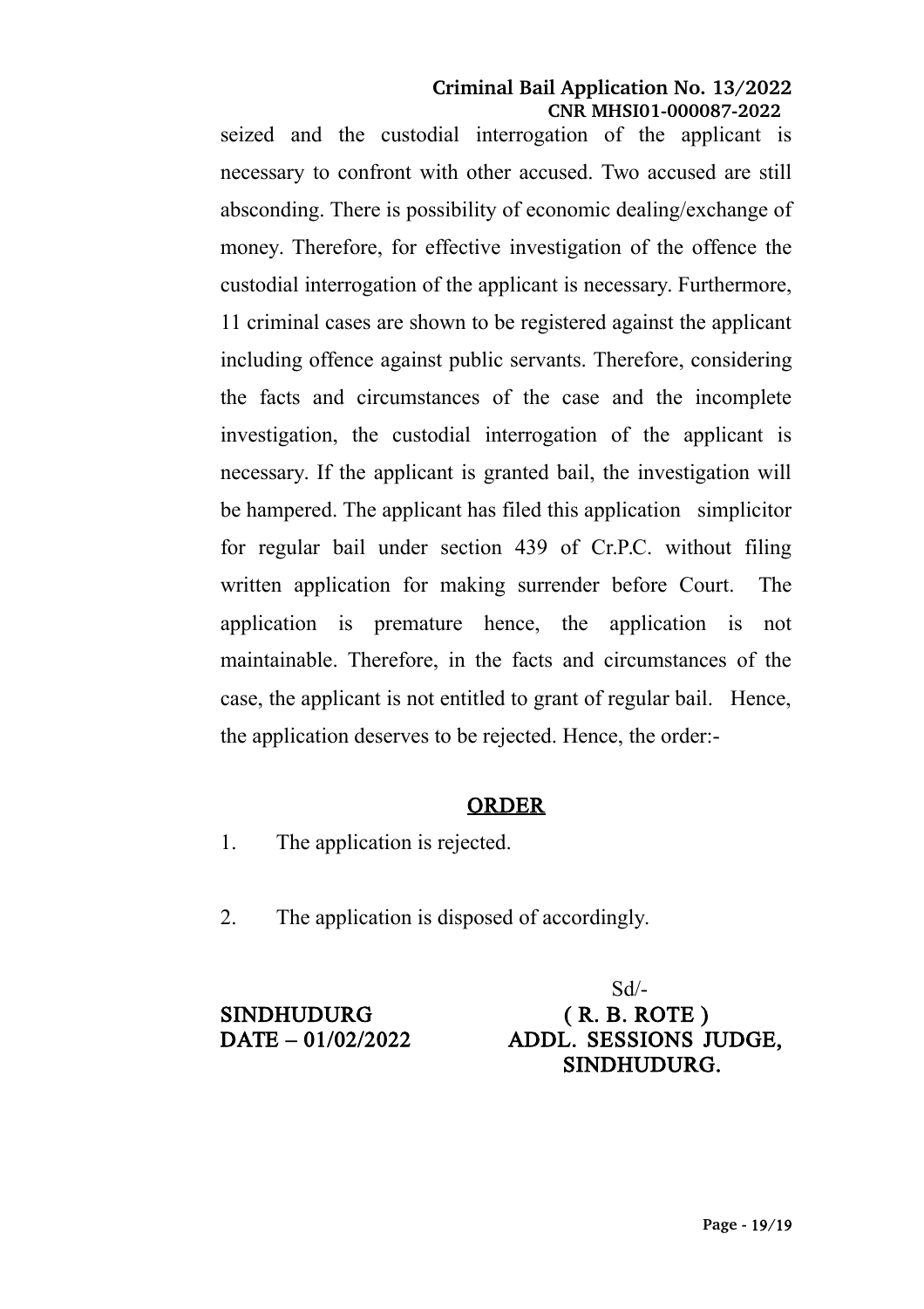seized and the custodial interrogation of the applicant is necessary to confront with other accused. Two accused are still absconding. There is possibility of economic dealing/exchange of money. Therefore, for effective investigation of the offence the custodial interrogation of the applicant is necessary. Furthermore, 11 criminal cases are shown to be registered against the applicant including offence against public servants. Therefore, considering the facts and circumstances of the case and the incomplete investigation, the custodial interrogation of the applicant is necessary. If the applicant is granted bail, the investigation will be hampered. The applicant has filed this application simplicitor for regular bail under section 439 of Cr.P.C. without filing written application for making surrender before Court. The application is premature hence, the application is not maintainable. Therefore, in the facts and circumstances of the case, the applicant is not entitled to grant of regular bail. Hence, the application deserves to be rejected. Hence, the order:-

## ORDER

1. The application is rejected.

2. The application is disposed of accordingly.

Sd/-

**SINDHUDURG**
**DATE – 01/02/2022**

**( R. B. ROTE )**
**ADDL. SESSIONS JUDGE,**
**SINDHUDURG.**